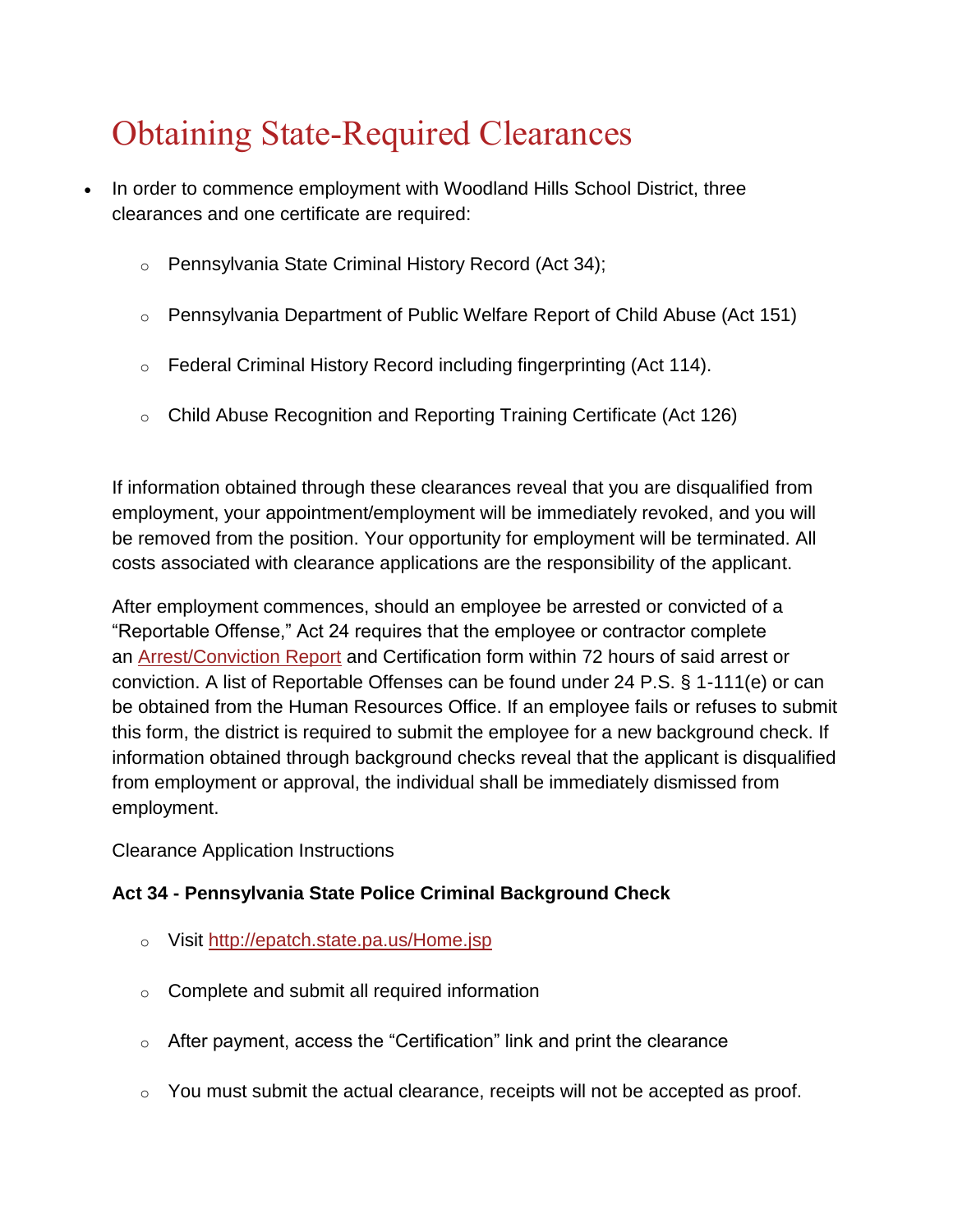# Obtaining State-Required Clearances

- In order to commence employment with Woodland Hills School District, three clearances and one certificate are required:
  - Pennsylvania State Criminal History Record (Act 34);
  - Pennsylvania Department of Public Welfare Report of Child Abuse (Act 151)
  - Federal Criminal History Record including fingerprinting (Act 114).
  - Child Abuse Recognition and Reporting Training Certificate (Act 126)

If information obtained through these clearances reveal that you are disqualified from employment, your appointment/employment will be immediately revoked, and you will be removed from the position. Your opportunity for employment will be terminated. All costs associated with clearance applications are the responsibility of the applicant.

After employment commences, should an employee be arrested or convicted of a "Reportable Offense," Act 24 requires that the employee or contractor complete an [Arrest/Conviction Report]() and Certification form within 72 hours of said arrest or conviction. A list of Reportable Offenses can be found under 24 P.S. § 1-111(e) or can be obtained from the Human Resources Office. If an employee fails or refuses to submit this form, the district is required to submit the employee for a new background check. If information obtained through background checks reveal that the applicant is disqualified from employment or approval, the individual shall be immediately dismissed from employment.

Clearance Application Instructions

**Act 34 - Pennsylvania State Police Criminal Background Check**

- Visit [http://epatch.state.pa.us/Home.jsp](http://epatch.state.pa.us/Home.jsp)
- Complete and submit all required information
- After payment, access the "Certification" link and print the clearance
- You must submit the actual clearance, receipts will not be accepted as proof.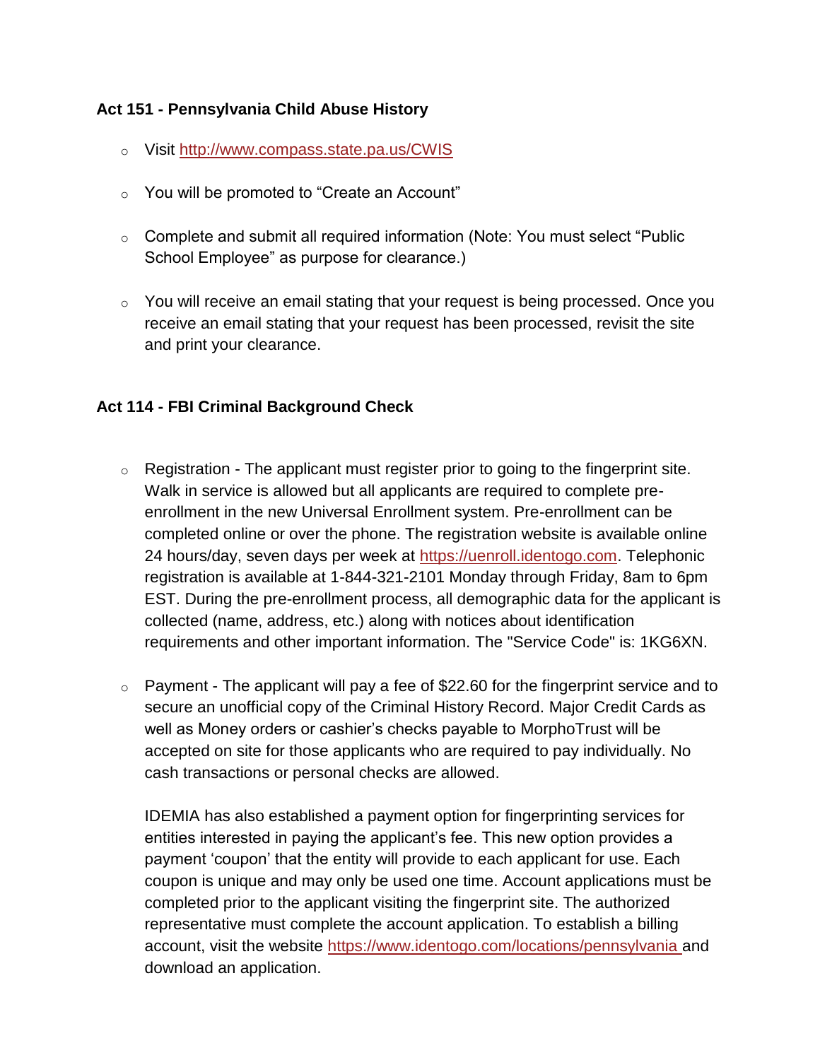**Act 151 - Pennsylvania Child Abuse History**

- Visit [http://www.compass.state.pa.us/CWIS](http://www.compass.state.pa.us/CWIS)
- You will be promoted to "Create an Account"
- Complete and submit all required information (Note: You must select "Public School Employee" as purpose for clearance.)
- You will receive an email stating that your request is being processed. Once you receive an email stating that your request has been processed, revisit the site and print your clearance.

**Act 114 - FBI Criminal Background Check**

- Registration - The applicant must register prior to going to the fingerprint site. Walk in service is allowed but all applicants are required to complete pre-enrollment in the new Universal Enrollment system. Pre-enrollment can be completed online or over the phone. The registration website is available online 24 hours/day, seven days per week at [https://uenroll.identogo.com](https://uenroll.identogo.com). Telephonic registration is available at 1-844-321-2101 Monday through Friday, 8am to 6pm EST. During the pre-enrollment process, all demographic data for the applicant is collected (name, address, etc.) along with notices about identification requirements and other important information. The "Service Code" is: 1KG6XN.
- Payment - The applicant will pay a fee of $22.60 for the fingerprint service and to secure an unofficial copy of the Criminal History Record. Major Credit Cards as well as Money orders or cashier's checks payable to MorphoTrust will be accepted on site for those applicants who are required to pay individually. No cash transactions or personal checks are allowed.

  IDEMIA has also established a payment option for fingerprinting services for entities interested in paying the applicant's fee. This new option provides a payment 'coupon' that the entity will provide to each applicant for use. Each coupon is unique and may only be used one time. Account applications must be completed prior to the applicant visiting the fingerprint site. The authorized representative must complete the account application. To establish a billing account, visit the website [https://www.identogo.com/locations/pennsylvania](https://www.identogo.com/locations/pennsylvania) and download an application.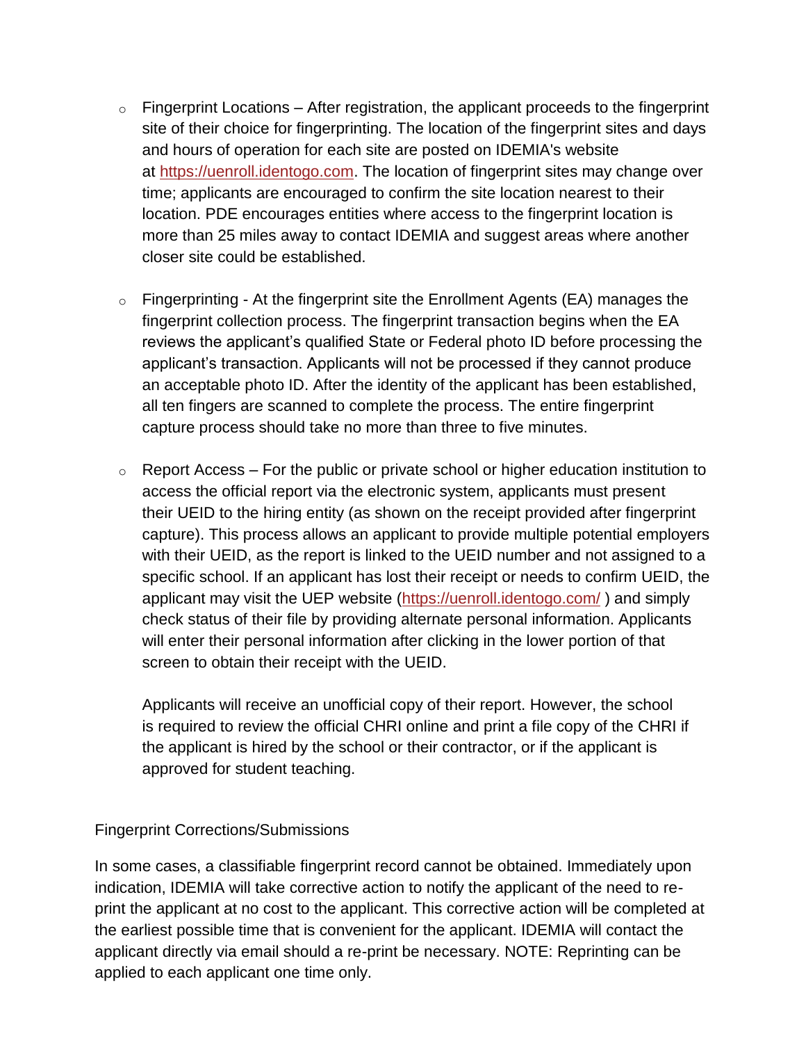- Fingerprint Locations – After registration, the applicant proceeds to the fingerprint site of their choice for fingerprinting. The location of the fingerprint sites and days and hours of operation for each site are posted on IDEMIA's website at [https://uenroll.identogo.com](https://uenroll.identogo.com). The location of fingerprint sites may change over time; applicants are encouraged to confirm the site location nearest to their location. PDE encourages entities where access to the fingerprint location is more than 25 miles away to contact IDEMIA and suggest areas where another closer site could be established.

- Fingerprinting - At the fingerprint site the Enrollment Agents (EA) manages the fingerprint collection process. The fingerprint transaction begins when the EA reviews the applicant's qualified State or Federal photo ID before processing the applicant's transaction. Applicants will not be processed if they cannot produce an acceptable photo ID. After the identity of the applicant has been established, all ten fingers are scanned to complete the process. The entire fingerprint capture process should take no more than three to five minutes.

- Report Access – For the public or private school or higher education institution to access the official report via the electronic system, applicants must present their UEID to the hiring entity (as shown on the receipt provided after fingerprint capture). This process allows an applicant to provide multiple potential employers with their UEID, as the report is linked to the UEID number and not assigned to a specific school. If an applicant has lost their receipt or needs to confirm UEID, the applicant may visit the UEP website ([https://uenroll.identogo.com/](https://uenroll.identogo.com/) ) and simply check status of their file by providing alternate personal information. Applicants will enter their personal information after clicking in the lower portion of that screen to obtain their receipt with the UEID.

  Applicants will receive an unofficial copy of their report. However, the school is required to review the official CHRI online and print a file copy of the CHRI if the applicant is hired by the school or their contractor, or if the applicant is approved for student teaching.

Fingerprint Corrections/Submissions

In some cases, a classifiable fingerprint record cannot be obtained. Immediately upon indication, IDEMIA will take corrective action to notify the applicant of the need to re-print the applicant at no cost to the applicant. This corrective action will be completed at the earliest possible time that is convenient for the applicant. IDEMIA will contact the applicant directly via email should a re-print be necessary. NOTE: Reprinting can be applied to each applicant one time only.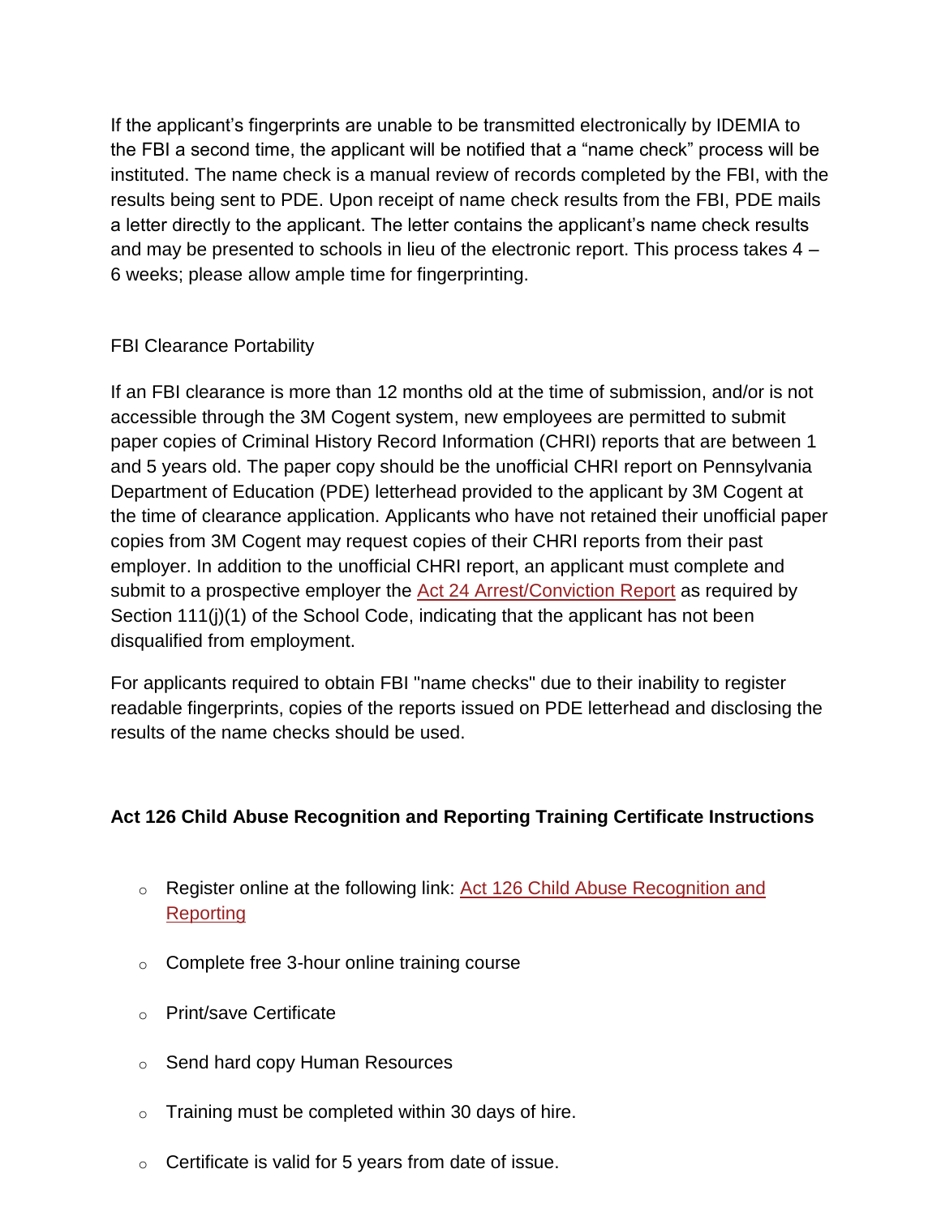If the applicant's fingerprints are unable to be transmitted electronically by IDEMIA to the FBI a second time, the applicant will be notified that a "name check" process will be instituted. The name check is a manual review of records completed by the FBI, with the results being sent to PDE. Upon receipt of name check results from the FBI, PDE mails a letter directly to the applicant. The letter contains the applicant's name check results and may be presented to schools in lieu of the electronic report. This process takes 4 – 6 weeks; please allow ample time for fingerprinting.

FBI Clearance Portability

If an FBI clearance is more than 12 months old at the time of submission, and/or is not accessible through the 3M Cogent system, new employees are permitted to submit paper copies of Criminal History Record Information (CHRI) reports that are between 1 and 5 years old. The paper copy should be the unofficial CHRI report on Pennsylvania Department of Education (PDE) letterhead provided to the applicant by 3M Cogent at the time of clearance application. Applicants who have not retained their unofficial paper copies from 3M Cogent may request copies of their CHRI reports from their past employer. In addition to the unofficial CHRI report, an applicant must complete and submit to a prospective employer the Act 24 Arrest/Conviction Report as required by Section 111(j)(1) of the School Code, indicating that the applicant has not been disqualified from employment.

For applicants required to obtain FBI "name checks" due to their inability to register readable fingerprints, copies of the reports issued on PDE letterhead and disclosing the results of the name checks should be used.

**Act 126 Child Abuse Recognition and Reporting Training Certificate Instructions**

- Register online at the following link: Act 126 Child Abuse Recognition and Reporting
- Complete free 3-hour online training course
- Print/save Certificate
- Send hard copy Human Resources
- Training must be completed within 30 days of hire.
- Certificate is valid for 5 years from date of issue.